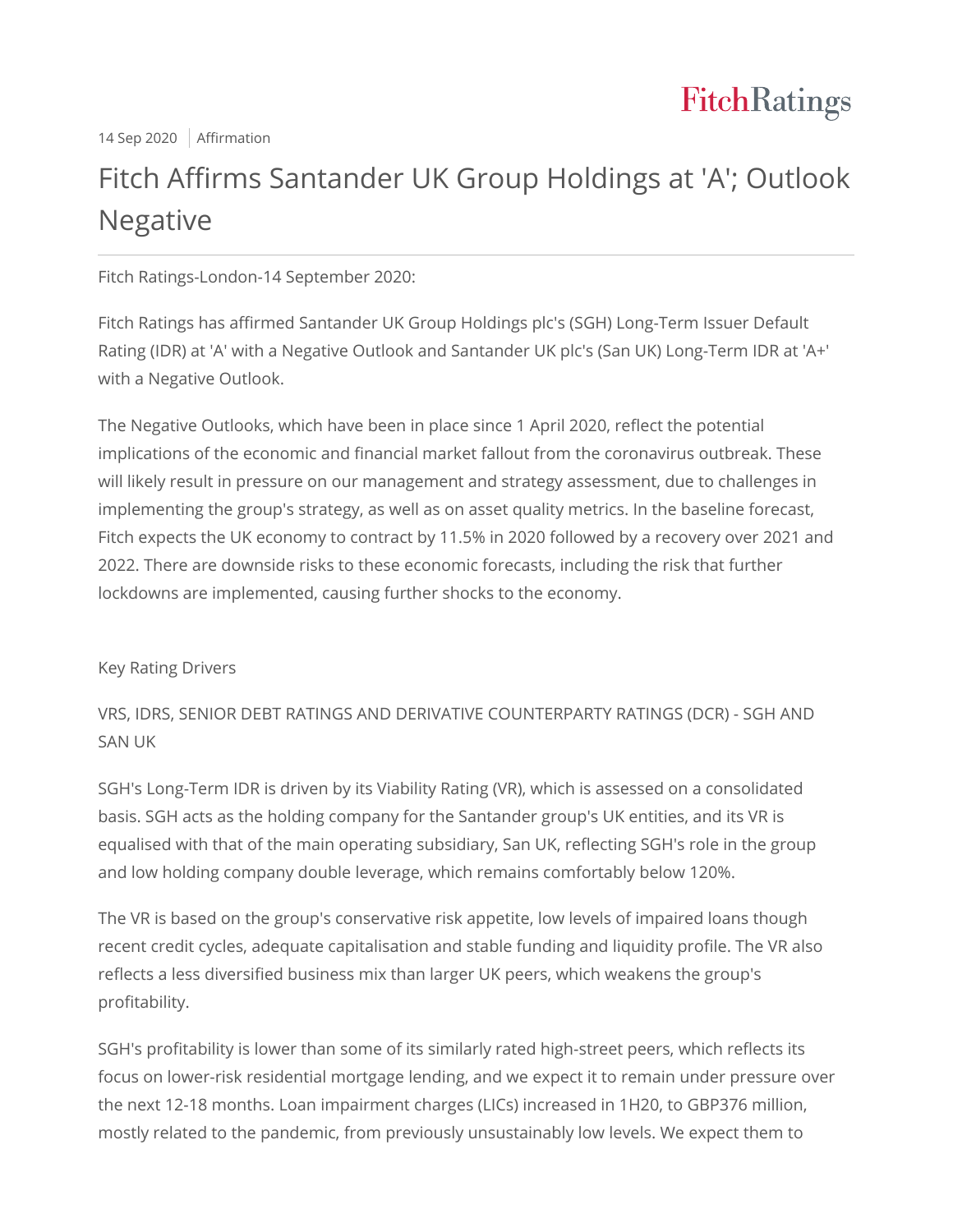14 Sep 2020 | Affirmation

# Fitch Affirms Santander UK Group Holdings at 'A'; Outlook Negative

Fitch Ratings-London-14 September 2020:

Fitch Ratings has affirmed Santander UK Group Holdings plc's (SGH) Long-Term Issuer Default Rating (IDR) at 'A' with a Negative Outlook and Santander UK plc's (San UK) Long-Term IDR at 'A+' with a Negative Outlook.

The Negative Outlooks, which have been in place since 1 April 2020, reflect the potential implications of the economic and financial market fallout from the coronavirus outbreak. These will likely result in pressure on our management and strategy assessment, due to challenges in implementing the group's strategy, as well as on asset quality metrics. In the baseline forecast, Fitch expects the UK economy to contract by 11.5% in 2020 followed by a recovery over 2021 and 2022. There are downside risks to these economic forecasts, including the risk that further lockdowns are implemented, causing further shocks to the economy.

## Key Rating Drivers

### VRS, IDRS, SENIOR DEBT RATINGS AND DERIVATIVE COUNTERPARTY RATINGS (DCR) - SGH AND SAN UK

SGH's Long-Term IDR is driven by its Viability Rating (VR), which is assessed on a consolidated basis. SGH acts as the holding company for the Santander group's UK entities, and its VR is equalised with that of the main operating subsidiary, San UK, reflecting SGH's role in the group and low holding company double leverage, which remains comfortably below 120%.

The VR is based on the group's conservative risk appetite, low levels of impaired loans though recent credit cycles, adequate capitalisation and stable funding and liquidity profile. The VR also reflects a less diversified business mix than larger UK peers, which weakens the group's profitability.

SGH's profitability is lower than some of its similarly rated high-street peers, which reflects its focus on lower-risk residential mortgage lending, and we expect it to remain under pressure over the next 12-18 months. Loan impairment charges (LICs) increased in 1H20, to GBP376 million, mostly related to the pandemic, from previously unsustainably low levels. We expect them to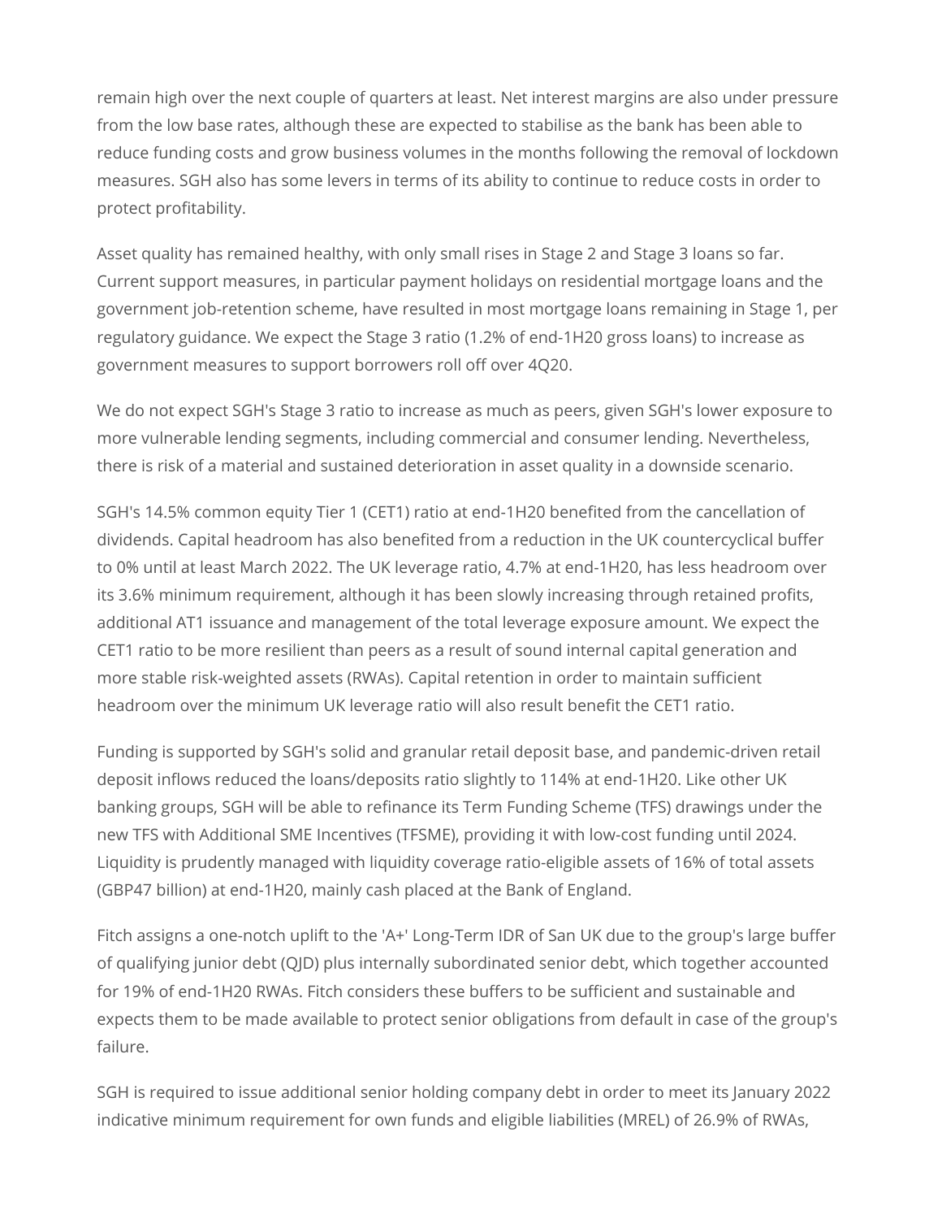remain high over the next couple of quarters at least. Net interest margins are also under pressure from the low base rates, although these are expected to stabilise as the bank has been able to reduce funding costs and grow business volumes in the months following the removal of lockdown measures. SGH also has some levers in terms of its ability to continue to reduce costs in order to protect profitability.

Asset quality has remained healthy, with only small rises in Stage 2 and Stage 3 loans so far. Current support measures, in particular payment holidays on residential mortgage loans and the government job-retention scheme, have resulted in most mortgage loans remaining in Stage 1, per regulatory guidance. We expect the Stage 3 ratio (1.2% of end-1H20 gross loans) to increase as government measures to support borrowers roll off over 4Q20.

We do not expect SGH's Stage 3 ratio to increase as much as peers, given SGH's lower exposure to more vulnerable lending segments, including commercial and consumer lending. Nevertheless, there is risk of a material and sustained deterioration in asset quality in a downside scenario.

SGH's 14.5% common equity Tier 1 (CET1) ratio at end-1H20 benefited from the cancellation of dividends. Capital headroom has also benefited from a reduction in the UK countercyclical buffer to 0% until at least March 2022. The UK leverage ratio, 4.7% at end-1H20, has less headroom over its 3.6% minimum requirement, although it has been slowly increasing through retained profits, additional AT1 issuance and management of the total leverage exposure amount. We expect the CET1 ratio to be more resilient than peers as a result of sound internal capital generation and more stable risk-weighted assets (RWAs). Capital retention in order to maintain sufficient headroom over the minimum UK leverage ratio will also result benefit the CET1 ratio.

Funding is supported by SGH's solid and granular retail deposit base, and pandemic-driven retail deposit inflows reduced the loans/deposits ratio slightly to 114% at end-1H20. Like other UK banking groups, SGH will be able to refinance its Term Funding Scheme (TFS) drawings under the new TFS with Additional SME Incentives (TFSME), providing it with low-cost funding until 2024. Liquidity is prudently managed with liquidity coverage ratio-eligible assets of 16% of total assets (GBP47 billion) at end-1H20, mainly cash placed at the Bank of England.

Fitch assigns a one-notch uplift to the 'A+' Long-Term IDR of San UK due to the group's large buffer of qualifying junior debt (QJD) plus internally subordinated senior debt, which together accounted for 19% of end-1H20 RWAs. Fitch considers these buffers to be sufficient and sustainable and expects them to be made available to protect senior obligations from default in case of the group's failure.

SGH is required to issue additional senior holding company debt in order to meet its January 2022 indicative minimum requirement for own funds and eligible liabilities (MREL) of 26.9% of RWAs,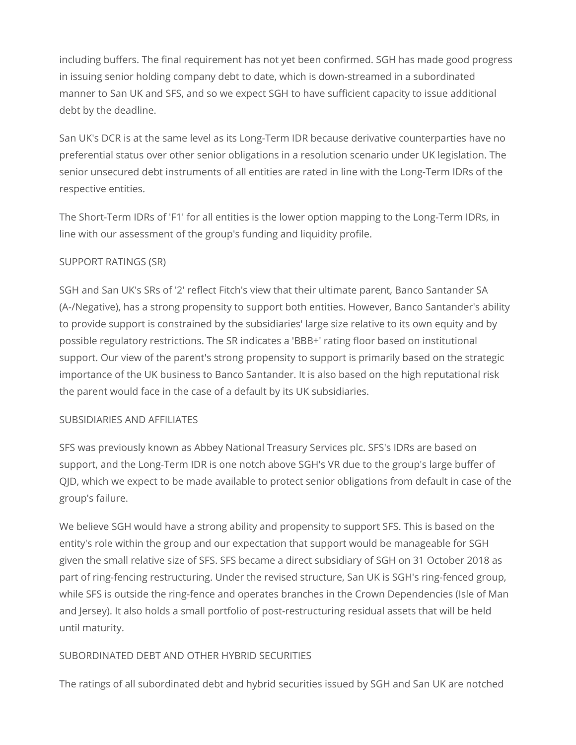including buffers. The final requirement has not yet been confirmed. SGH has made good progress in issuing senior holding company debt to date, which is down-streamed in a subordinated manner to San UK and SFS, and so we expect SGH to have sufficient capacity to issue additional debt by the deadline.

San UK's DCR is at the same level as its Long-Term IDR because derivative counterparties have no preferential status over other senior obligations in a resolution scenario under UK legislation. The senior unsecured debt instruments of all entities are rated in line with the Long-Term IDRs of the respective entities.

The Short-Term IDRs of 'F1' for all entities is the lower option mapping to the Long-Term IDRs, in line with our assessment of the group's funding and liquidity profile.

SUPPORT RATINGS (SR)

SGH and San UK's SRs of '2' reflect Fitch's view that their ultimate parent, Banco Santander SA (A-/Negative), has a strong propensity to support both entities. However, Banco Santander's ability to provide support is constrained by the subsidiaries' large size relative to its own equity and by possible regulatory restrictions. The SR indicates a 'BBB+' rating floor based on institutional support. Our view of the parent's strong propensity to support is primarily based on the strategic importance of the UK business to Banco Santander. It is also based on the high reputational risk the parent would face in the case of a default by its UK subsidiaries.

SUBSIDIARIES AND AFFILIATES

SFS was previously known as Abbey National Treasury Services plc. SFS's IDRs are based on support, and the Long-Term IDR is one notch above SGH's VR due to the group's large buffer of QJD, which we expect to be made available to protect senior obligations from default in case of the group's failure.

We believe SGH would have a strong ability and propensity to support SFS. This is based on the entity's role within the group and our expectation that support would be manageable for SGH given the small relative size of SFS. SFS became a direct subsidiary of SGH on 31 October 2018 as part of ring-fencing restructuring. Under the revised structure, San UK is SGH's ring-fenced group, while SFS is outside the ring-fence and operates branches in the Crown Dependencies (Isle of Man and Jersey). It also holds a small portfolio of post-restructuring residual assets that will be held until maturity.

SUBORDINATED DEBT AND OTHER HYBRID SECURITIES

The ratings of all subordinated debt and hybrid securities issued by SGH and San UK are notched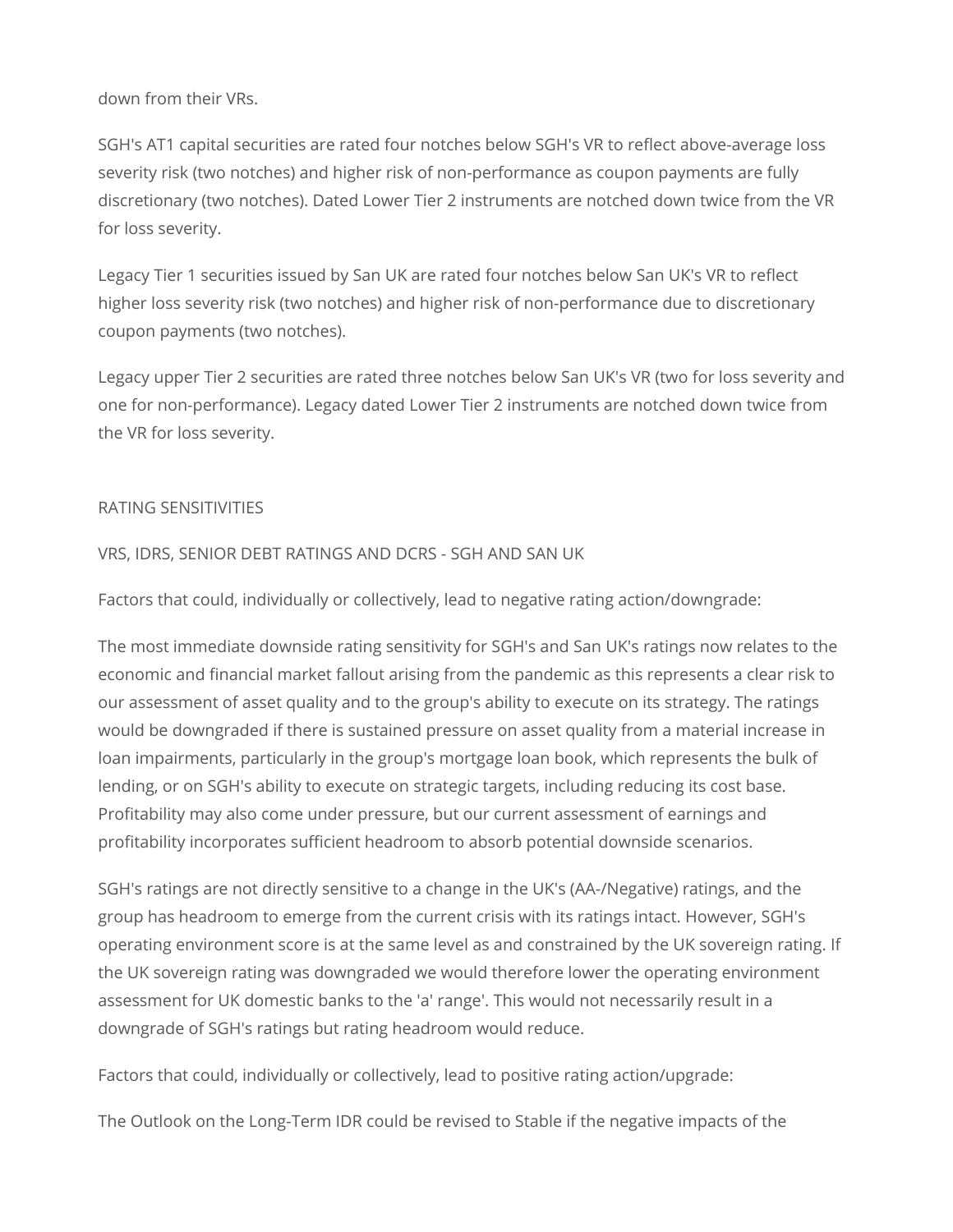down from their VRs.

SGH's AT1 capital securities are rated four notches below SGH's VR to reflect above-average loss severity risk (two notches) and higher risk of non-performance as coupon payments are fully discretionary (two notches). Dated Lower Tier 2 instruments are notched down twice from the VR for loss severity.

Legacy Tier 1 securities issued by San UK are rated four notches below San UK's VR to reflect higher loss severity risk (two notches) and higher risk of non-performance due to discretionary coupon payments (two notches).

Legacy upper Tier 2 securities are rated three notches below San UK's VR (two for loss severity and one for non-performance). Legacy dated Lower Tier 2 instruments are notched down twice from the VR for loss severity.

## RATING SENSITIVITIES

### VRS, IDRS, SENIOR DEBT RATINGS AND DCRS - SGH AND SAN UK

Factors that could, individually or collectively, lead to negative rating action/downgrade:

The most immediate downside rating sensitivity for SGH's and San UK's ratings now relates to the economic and financial market fallout arising from the pandemic as this represents a clear risk to our assessment of asset quality and to the group's ability to execute on its strategy. The ratings would be downgraded if there is sustained pressure on asset quality from a material increase in loan impairments, particularly in the group's mortgage loan book, which represents the bulk of lending, or on SGH's ability to execute on strategic targets, including reducing its cost base. Profitability may also come under pressure, but our current assessment of earnings and profitability incorporates sufficient headroom to absorb potential downside scenarios.

SGH's ratings are not directly sensitive to a change in the UK's (AA-/Negative) ratings, and the group has headroom to emerge from the current crisis with its ratings intact. However, SGH's operating environment score is at the same level as and constrained by the UK sovereign rating. If the UK sovereign rating was downgraded we would therefore lower the operating environment assessment for UK domestic banks to the 'a' range'. This would not necessarily result in a downgrade of SGH's ratings but rating headroom would reduce.

Factors that could, individually or collectively, lead to positive rating action/upgrade:

The Outlook on the Long-Term IDR could be revised to Stable if the negative impacts of the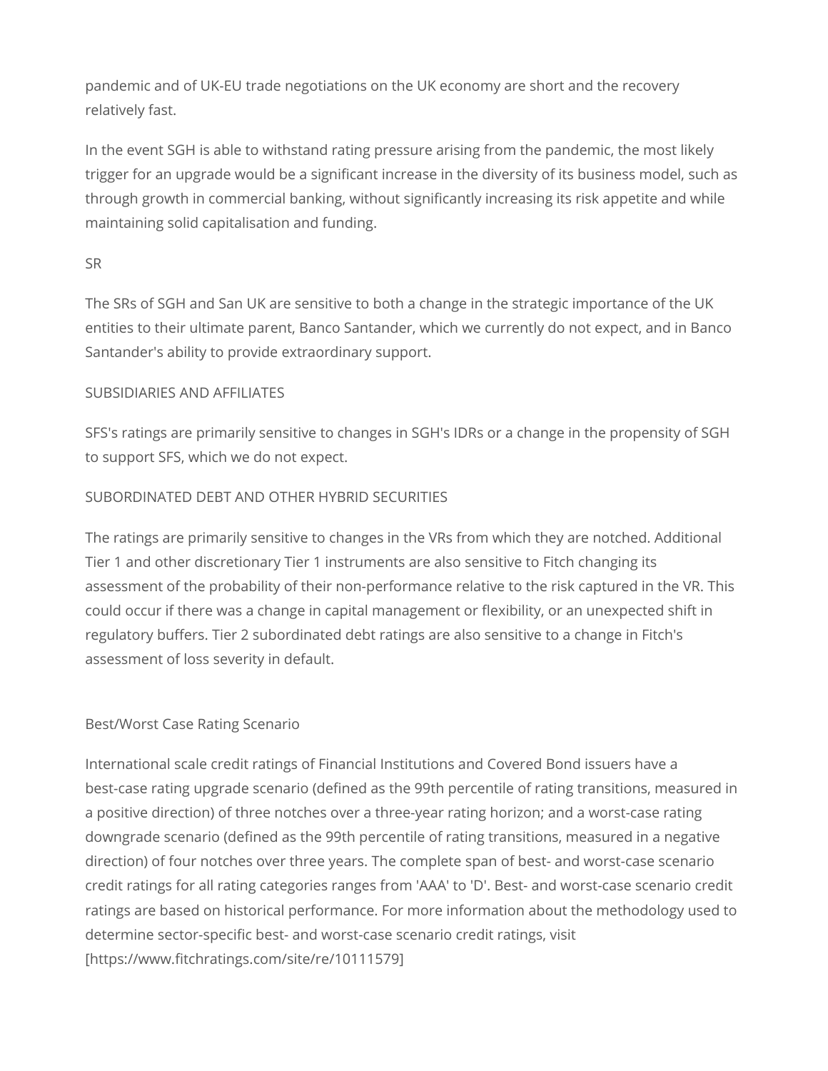pandemic and of UK-EU trade negotiations on the UK economy are short and the recovery relatively fast.

In the event SGH is able to withstand rating pressure arising from the pandemic, the most likely trigger for an upgrade would be a significant increase in the diversity of its business model, such as through growth in commercial banking, without significantly increasing its risk appetite and while maintaining solid capitalisation and funding.

SR

The SRs of SGH and San UK are sensitive to both a change in the strategic importance of the UK entities to their ultimate parent, Banco Santander, which we currently do not expect, and in Banco Santander's ability to provide extraordinary support.

SUBSIDIARIES AND AFFILIATES

SFS's ratings are primarily sensitive to changes in SGH's IDRs or a change in the propensity of SGH to support SFS, which we do not expect.

SUBORDINATED DEBT AND OTHER HYBRID SECURITIES

The ratings are primarily sensitive to changes in the VRs from which they are notched. Additional Tier 1 and other discretionary Tier 1 instruments are also sensitive to Fitch changing its assessment of the probability of their non-performance relative to the risk captured in the VR. This could occur if there was a change in capital management or flexibility, or an unexpected shift in regulatory buffers. Tier 2 subordinated debt ratings are also sensitive to a change in Fitch's assessment of loss severity in default.

Best/Worst Case Rating Scenario

International scale credit ratings of Financial Institutions and Covered Bond issuers have a best-case rating upgrade scenario (defined as the 99th percentile of rating transitions, measured in a positive direction) of three notches over a three-year rating horizon; and a worst-case rating downgrade scenario (defined as the 99th percentile of rating transitions, measured in a negative direction) of four notches over three years. The complete span of best- and worst-case scenario credit ratings for all rating categories ranges from 'AAA' to 'D'. Best- and worst-case scenario credit ratings are based on historical performance. For more information about the methodology used to determine sector-specific best- and worst-case scenario credit ratings, visit [https://www.fitchratings.com/site/re/10111579]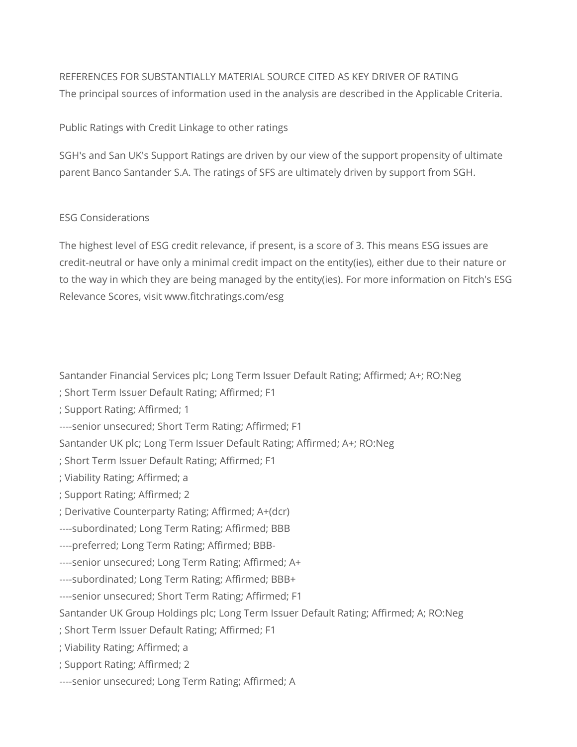REFERENCES FOR SUBSTANTIALLY MATERIAL SOURCE CITED AS KEY DRIVER OF RATING

The principal sources of information used in the analysis are described in the Applicable Criteria.

Public Ratings with Credit Linkage to other ratings

SGH's and San UK's Support Ratings are driven by our view of the support propensity of ultimate parent Banco Santander S.A. The ratings of SFS are ultimately driven by support from SGH.

ESG Considerations

The highest level of ESG credit relevance, if present, is a score of 3. This means ESG issues are credit-neutral or have only a minimal credit impact on the entity(ies), either due to their nature or to the way in which they are being managed by the entity(ies). For more information on Fitch's ESG Relevance Scores, visit www.fitchratings.com/esg

Santander Financial Services plc; Long Term Issuer Default Rating; Affirmed; A+; RO:Neg
; Short Term Issuer Default Rating; Affirmed; F1
; Support Rating; Affirmed; 1
----senior unsecured; Short Term Rating; Affirmed; F1
Santander UK plc; Long Term Issuer Default Rating; Affirmed; A+; RO:Neg
; Short Term Issuer Default Rating; Affirmed; F1
; Viability Rating; Affirmed; a
; Support Rating; Affirmed; 2
; Derivative Counterparty Rating; Affirmed; A+(dcr)
----subordinated; Long Term Rating; Affirmed; BBB
----preferred; Long Term Rating; Affirmed; BBB-
----senior unsecured; Long Term Rating; Affirmed; A+
----subordinated; Long Term Rating; Affirmed; BBB+
----senior unsecured; Short Term Rating; Affirmed; F1
Santander UK Group Holdings plc; Long Term Issuer Default Rating; Affirmed; A; RO:Neg
; Short Term Issuer Default Rating; Affirmed; F1
; Viability Rating; Affirmed; a
; Support Rating; Affirmed; 2
----senior unsecured; Long Term Rating; Affirmed; A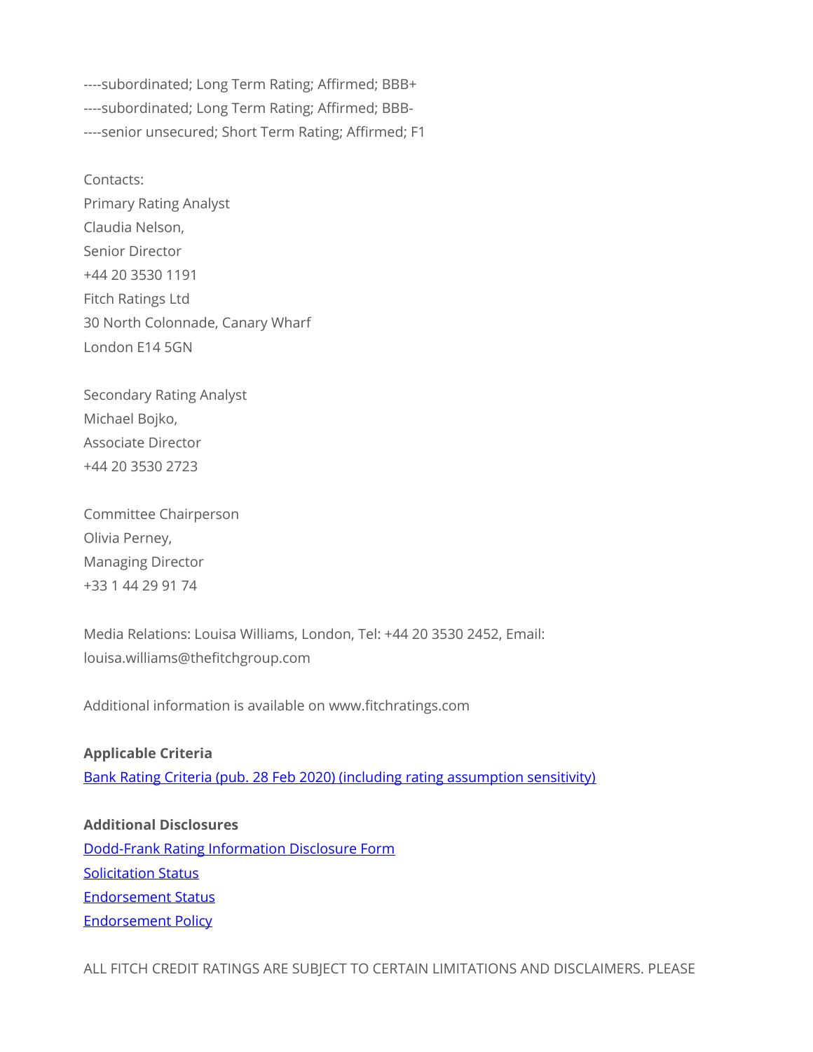----subordinated; Long Term Rating; Affirmed; BBB+
----subordinated; Long Term Rating; Affirmed; BBB-
----senior unsecured; Short Term Rating; Affirmed; F1

Contacts:
Primary Rating Analyst
Claudia Nelson,
Senior Director
+44 20 3530 1191
Fitch Ratings Ltd
30 North Colonnade, Canary Wharf
London E14 5GN

Secondary Rating Analyst
Michael Bojko,
Associate Director
+44 20 3530 2723

Committee Chairperson
Olivia Perney,
Managing Director
+33 1 44 29 91 74

Media Relations: Louisa Williams, London, Tel: +44 20 3530 2452, Email: louisa.williams@thefitchgroup.com

Additional information is available on www.fitchratings.com

**Applicable Criteria**

Bank Rating Criteria (pub. 28 Feb 2020) (including rating assumption sensitivity)

**Additional Disclosures**

Dodd-Frank Rating Information Disclosure Form
Solicitation Status
Endorsement Status
Endorsement Policy

ALL FITCH CREDIT RATINGS ARE SUBJECT TO CERTAIN LIMITATIONS AND DISCLAIMERS. PLEASE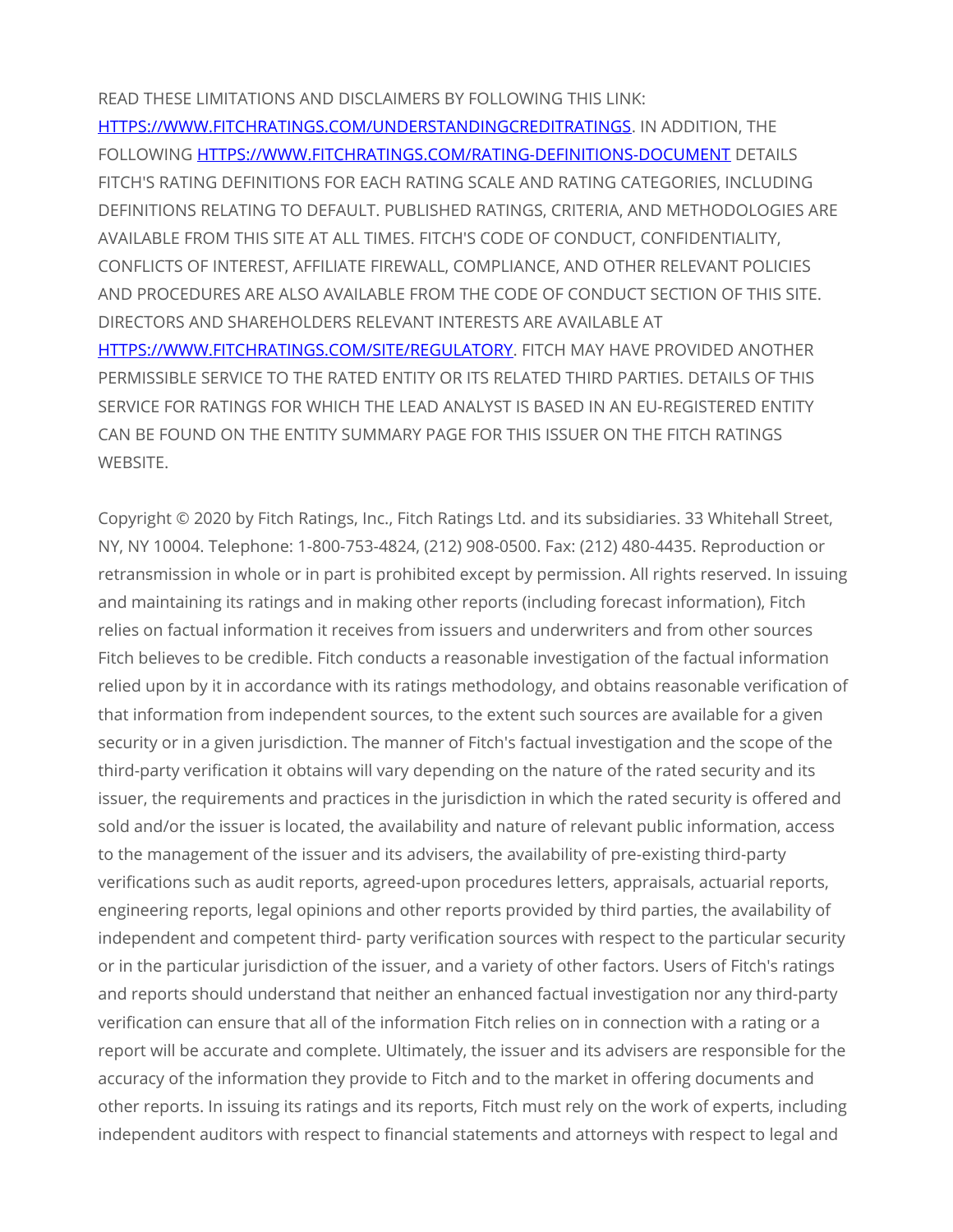READ THESE LIMITATIONS AND DISCLAIMERS BY FOLLOWING THIS LINK: HTTPS://WWW.FITCHRATINGS.COM/UNDERSTANDINGCREDITRATINGS. IN ADDITION, THE FOLLOWING HTTPS://WWW.FITCHRATINGS.COM/RATING-DEFINITIONS-DOCUMENT DETAILS FITCH'S RATING DEFINITIONS FOR EACH RATING SCALE AND RATING CATEGORIES, INCLUDING DEFINITIONS RELATING TO DEFAULT. PUBLISHED RATINGS, CRITERIA, AND METHODOLOGIES ARE AVAILABLE FROM THIS SITE AT ALL TIMES. FITCH'S CODE OF CONDUCT, CONFIDENTIALITY, CONFLICTS OF INTEREST, AFFILIATE FIREWALL, COMPLIANCE, AND OTHER RELEVANT POLICIES AND PROCEDURES ARE ALSO AVAILABLE FROM THE CODE OF CONDUCT SECTION OF THIS SITE. DIRECTORS AND SHAREHOLDERS RELEVANT INTERESTS ARE AVAILABLE AT HTTPS://WWW.FITCHRATINGS.COM/SITE/REGULATORY. FITCH MAY HAVE PROVIDED ANOTHER PERMISSIBLE SERVICE TO THE RATED ENTITY OR ITS RELATED THIRD PARTIES. DETAILS OF THIS SERVICE FOR RATINGS FOR WHICH THE LEAD ANALYST IS BASED IN AN EU-REGISTERED ENTITY CAN BE FOUND ON THE ENTITY SUMMARY PAGE FOR THIS ISSUER ON THE FITCH RATINGS WEBSITE.

Copyright © 2020 by Fitch Ratings, Inc., Fitch Ratings Ltd. and its subsidiaries. 33 Whitehall Street, NY, NY 10004. Telephone: 1-800-753-4824, (212) 908-0500. Fax: (212) 480-4435. Reproduction or retransmission in whole or in part is prohibited except by permission. All rights reserved. In issuing and maintaining its ratings and in making other reports (including forecast information), Fitch relies on factual information it receives from issuers and underwriters and from other sources Fitch believes to be credible. Fitch conducts a reasonable investigation of the factual information relied upon by it in accordance with its ratings methodology, and obtains reasonable verification of that information from independent sources, to the extent such sources are available for a given security or in a given jurisdiction. The manner of Fitch's factual investigation and the scope of the third-party verification it obtains will vary depending on the nature of the rated security and its issuer, the requirements and practices in the jurisdiction in which the rated security is offered and sold and/or the issuer is located, the availability and nature of relevant public information, access to the management of the issuer and its advisers, the availability of pre-existing third-party verifications such as audit reports, agreed-upon procedures letters, appraisals, actuarial reports, engineering reports, legal opinions and other reports provided by third parties, the availability of independent and competent third- party verification sources with respect to the particular security or in the particular jurisdiction of the issuer, and a variety of other factors. Users of Fitch's ratings and reports should understand that neither an enhanced factual investigation nor any third-party verification can ensure that all of the information Fitch relies on in connection with a rating or a report will be accurate and complete. Ultimately, the issuer and its advisers are responsible for the accuracy of the information they provide to Fitch and to the market in offering documents and other reports. In issuing its ratings and its reports, Fitch must rely on the work of experts, including independent auditors with respect to financial statements and attorneys with respect to legal and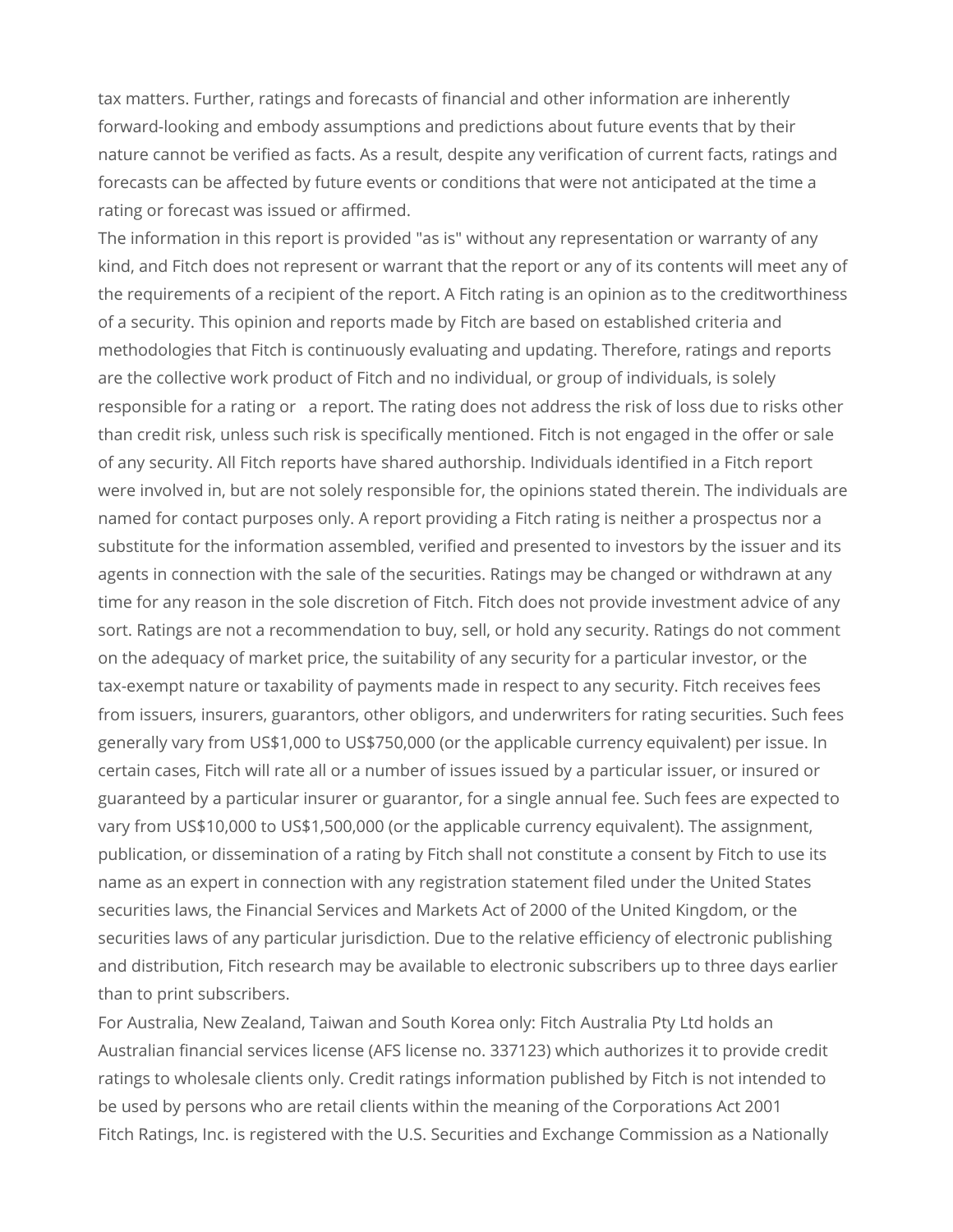tax matters. Further, ratings and forecasts of financial and other information are inherently forward-looking and embody assumptions and predictions about future events that by their nature cannot be verified as facts. As a result, despite any verification of current facts, ratings and forecasts can be affected by future events or conditions that were not anticipated at the time a rating or forecast was issued or affirmed.

The information in this report is provided "as is" without any representation or warranty of any kind, and Fitch does not represent or warrant that the report or any of its contents will meet any of the requirements of a recipient of the report. A Fitch rating is an opinion as to the creditworthiness of a security. This opinion and reports made by Fitch are based on established criteria and methodologies that Fitch is continuously evaluating and updating. Therefore, ratings and reports are the collective work product of Fitch and no individual, or group of individuals, is solely responsible for a rating or a report. The rating does not address the risk of loss due to risks other than credit risk, unless such risk is specifically mentioned. Fitch is not engaged in the offer or sale of any security. All Fitch reports have shared authorship. Individuals identified in a Fitch report were involved in, but are not solely responsible for, the opinions stated therein. The individuals are named for contact purposes only. A report providing a Fitch rating is neither a prospectus nor a substitute for the information assembled, verified and presented to investors by the issuer and its agents in connection with the sale of the securities. Ratings may be changed or withdrawn at any time for any reason in the sole discretion of Fitch. Fitch does not provide investment advice of any sort. Ratings are not a recommendation to buy, sell, or hold any security. Ratings do not comment on the adequacy of market price, the suitability of any security for a particular investor, or the tax-exempt nature or taxability of payments made in respect to any security. Fitch receives fees from issuers, insurers, guarantors, other obligors, and underwriters for rating securities. Such fees generally vary from US$1,000 to US$750,000 (or the applicable currency equivalent) per issue. In certain cases, Fitch will rate all or a number of issues issued by a particular issuer, or insured or guaranteed by a particular insurer or guarantor, for a single annual fee. Such fees are expected to vary from US$10,000 to US$1,500,000 (or the applicable currency equivalent). The assignment, publication, or dissemination of a rating by Fitch shall not constitute a consent by Fitch to use its name as an expert in connection with any registration statement filed under the United States securities laws, the Financial Services and Markets Act of 2000 of the United Kingdom, or the securities laws of any particular jurisdiction. Due to the relative efficiency of electronic publishing and distribution, Fitch research may be available to electronic subscribers up to three days earlier than to print subscribers.

For Australia, New Zealand, Taiwan and South Korea only: Fitch Australia Pty Ltd holds an Australian financial services license (AFS license no. 337123) which authorizes it to provide credit ratings to wholesale clients only. Credit ratings information published by Fitch is not intended to be used by persons who are retail clients within the meaning of the Corporations Act 2001

Fitch Ratings, Inc. is registered with the U.S. Securities and Exchange Commission as a Nationally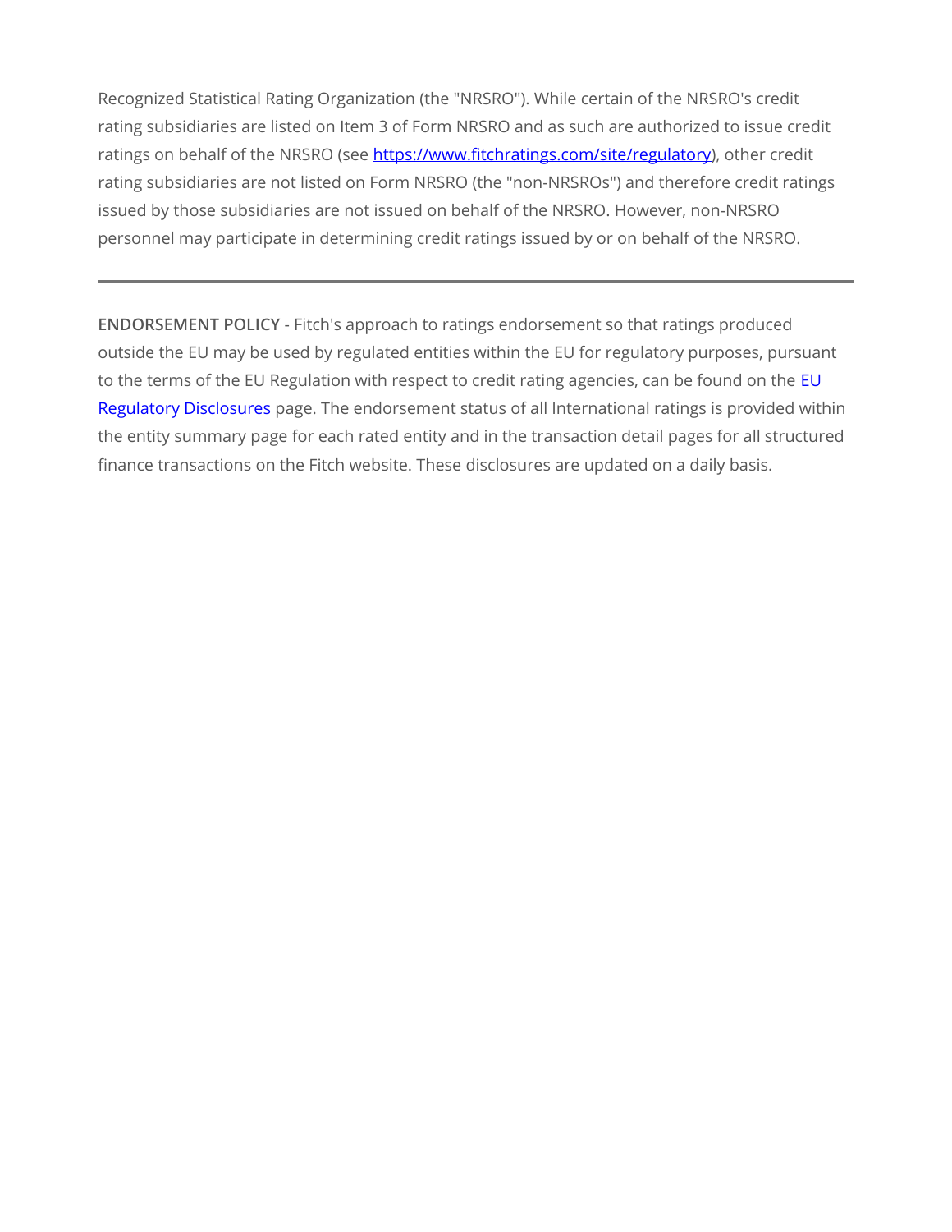Recognized Statistical Rating Organization (the "NRSRO"). While certain of the NRSRO's credit rating subsidiaries are listed on Item 3 of Form NRSRO and as such are authorized to issue credit ratings on behalf of the NRSRO (see [https://www.fitchratings.com/site/regulatory](https://www.fitchratings.com/site/regulatory)), other credit rating subsidiaries are not listed on Form NRSRO (the "non-NRSROs") and therefore credit ratings issued by those subsidiaries are not issued on behalf of the NRSRO. However, non-NRSRO personnel may participate in determining credit ratings issued by or on behalf of the NRSRO.

---

**ENDORSEMENT POLICY** - Fitch's approach to ratings endorsement so that ratings produced outside the EU may be used by regulated entities within the EU for regulatory purposes, pursuant to the terms of the EU Regulation with respect to credit rating agencies, can be found on the EU Regulatory Disclosures page. The endorsement status of all International ratings is provided within the entity summary page for each rated entity and in the transaction detail pages for all structured finance transactions on the Fitch website. These disclosures are updated on a daily basis.